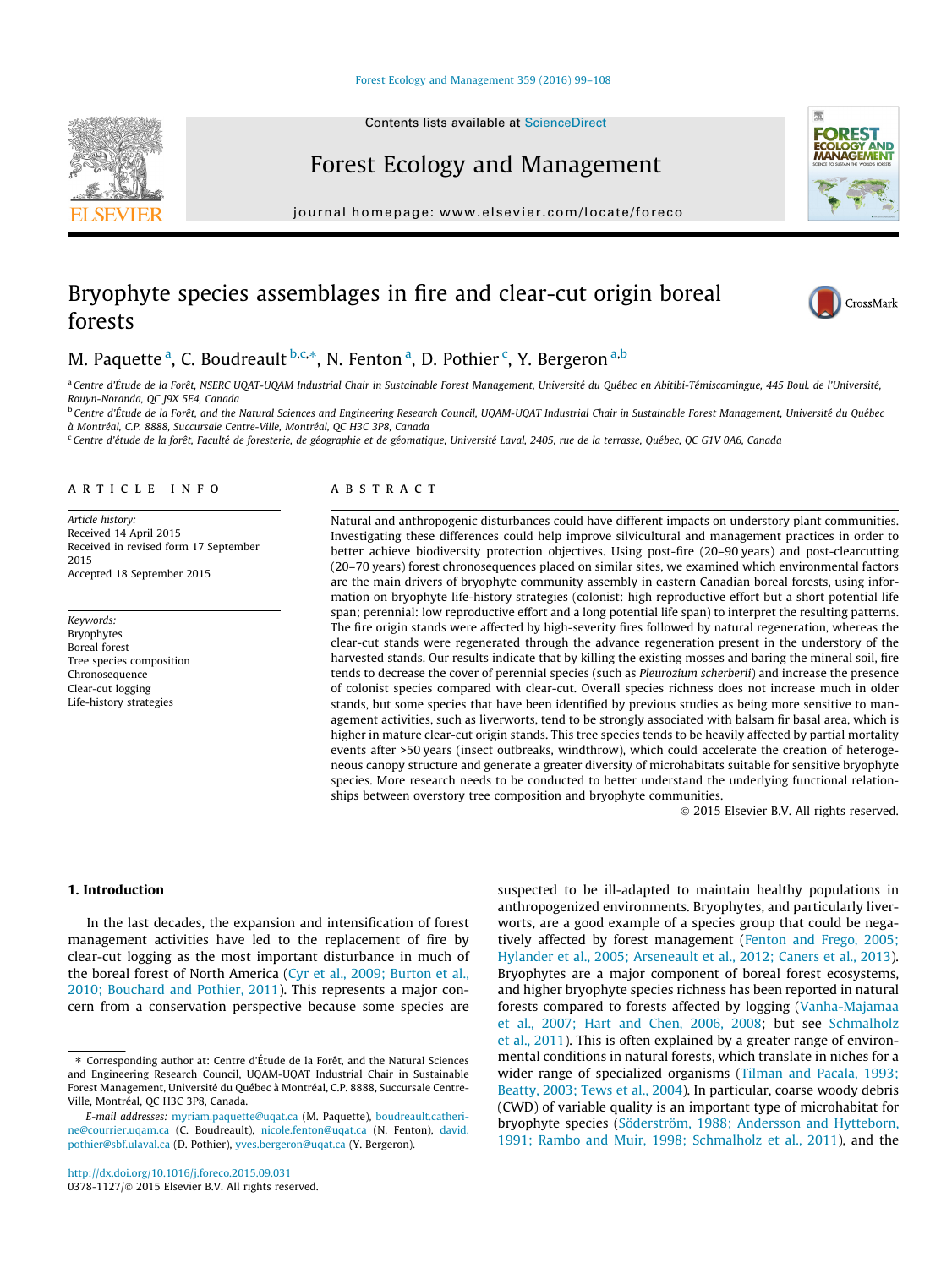# Bryophyte species assemblages in fire and clear-cut origin boreal forests

M. Paquette [a], C. Boudreault [b,c,*], N. Fenton [a], D. Pothier [c], Y. Bergeron [a,b]

[a] Centre d'Étude de la Forêt, NSERC UQAT-UQAM Industrial Chair in Sustainable Forest Management, Université du Québec en Abitibi-Témiscamingue, 445 Boul. de l'Université, Rouyn-Noranda, QC J9X 5E4, Canada

[b] Centre d'Étude de la Forêt, and the Natural Sciences and Engineering Research Council, UQAM-UQAT Industrial Chair in Sustainable Forest Management, Université du Québec à Montréal, C.P. 8888, Succursale Centre-Ville, Montréal, QC H3C 3P8, Canada

[c] Centre d'étude de la forêt, Faculté de foresterie, de géographie et de géomatique, Université Laval, 2405, rue de la terrasse, Québec, QC G1V 0A6, Canada

## ARTICLE INFO

*Article history:*
Received 14 April 2015
Received in revised form 17 September 2015
Accepted 18 September 2015

*Keywords:*
Bryophytes
Boreal forest
Tree species composition
Chronosequence
Clear-cut logging
Life-history strategies

## ABSTRACT

Natural and anthropogenic disturbances could have different impacts on understory plant communities. Investigating these differences could help improve silvicultural and management practices in order to better achieve biodiversity protection objectives. Using post-fire (20–90 years) and post-clearcutting (20–70 years) forest chronosequences placed on similar sites, we examined which environmental factors are the main drivers of bryophyte community assembly in eastern Canadian boreal forests, using information on bryophyte life-history strategies (colonist: high reproductive effort but a short potential life span; perennial: low reproductive effort and a long potential life span) to interpret the resulting patterns. The fire origin stands were affected by high-severity fires followed by natural regeneration, whereas the clear-cut stands were regenerated through the advance regeneration present in the understory of the harvested stands. Our results indicate that by killing the existing mosses and baring the mineral soil, fire tends to decrease the cover of perennial species (such as *Pleurozium scherberii*) and increase the presence of colonist species compared with clear-cut. Overall species richness does not increase much in older stands, but some species that have been identified by previous studies as being more sensitive to management activities, such as liverworts, tend to be strongly associated with balsam fir basal area, which is higher in mature clear-cut origin stands. This tree species tends to be heavily affected by partial mortality events after >50 years (insect outbreaks, windthrow), which could accelerate the creation of heterogeneous canopy structure and generate a greater diversity of microhabitats suitable for sensitive bryophyte species. More research needs to be conducted to better understand the underlying functional relationships between overstory tree composition and bryophyte communities.

© 2015 Elsevier B.V. All rights reserved.

## 1. Introduction

In the last decades, the expansion and intensification of forest management activities have led to the replacement of fire by clear-cut logging as the most important disturbance in much of the boreal forest of North America (Cyr et al., 2009; Burton et al., 2010; Bouchard and Pothier, 2011). This represents a major concern from a conservation perspective because some species are suspected to be ill-adapted to maintain healthy populations in anthropogenized environments. Bryophytes, and particularly liverworts, are a good example of a species group that could be negatively affected by forest management (Fenton and Frego, 2005; Hylander et al., 2005; Arseneault et al., 2012; Caners et al., 2013). Bryophytes are a major component of boreal forest ecosystems, and higher bryophyte species richness has been reported in natural forests compared to forests affected by logging (Vanha-Majamaa et al., 2007; Hart and Chen, 2006, 2008; but see Schmalholz et al., 2011). This is often explained by a greater range of environmental conditions in natural forests, which translate in niches for a wider range of specialized organisms (Tilman and Pacala, 1993; Beatty, 2003; Tews et al., 2004). In particular, coarse woody debris (CWD) of variable quality is an important type of microhabitat for bryophyte species (Söderström, 1988; Andersson and Hytteborn, 1991; Rambo and Muir, 1998; Schmalholz et al., 2011), and the

* Corresponding author at: Centre d'Étude de la Forêt, and the Natural Sciences and Engineering Research Council, UQAM-UQAT Industrial Chair in Sustainable Forest Management, Université du Québec à Montréal, C.P. 8888, Succursale Centre-Ville, Montréal, QC H3C 3P8, Canada.

*E-mail addresses:* myriam.paquette@uqat.ca (M. Paquette), boudreault.catherine@courrier.uqam.ca (C. Boudreault), nicole.fenton@uqat.ca (N. Fenton), david.pothier@sbf.ulaval.ca (D. Pothier), yves.bergeron@uqat.ca (Y. Bergeron).

http://dx.doi.org/10.1016/j.foreco.2015.09.031
0378-1127/© 2015 Elsevier B.V. All rights reserved.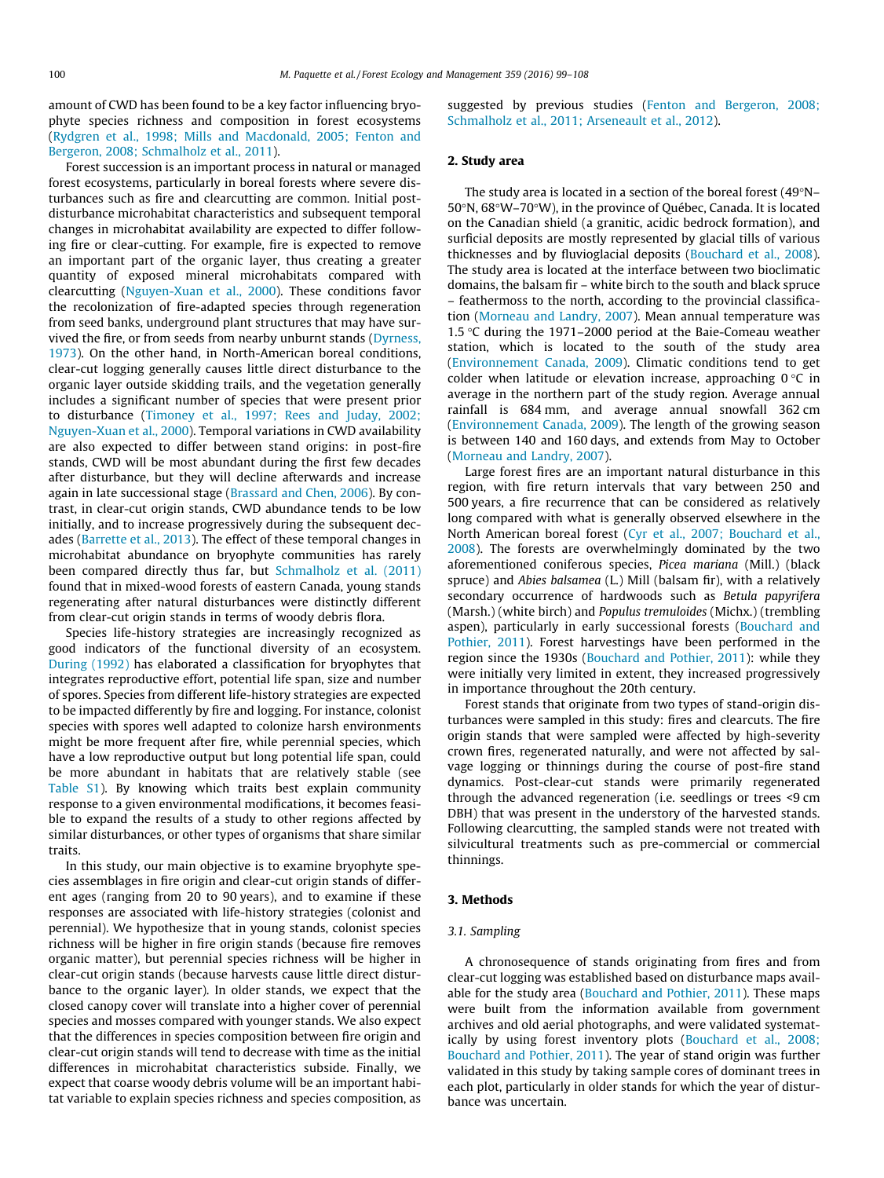amount of CWD has been found to be a key factor influencing bryophyte species richness and composition in forest ecosystems (Rydgren et al., 1998; Mills and Macdonald, 2005; Fenton and Bergeron, 2008; Schmalholz et al., 2011).

Forest succession is an important process in natural or managed forest ecosystems, particularly in boreal forests where severe disturbances such as fire and clearcutting are common. Initial post-disturbance microhabitat characteristics and subsequent temporal changes in microhabitat availability are expected to differ following fire or clear-cutting. For example, fire is expected to remove an important part of the organic layer, thus creating a greater quantity of exposed mineral microhabitats compared with clearcutting (Nguyen-Xuan et al., 2000). These conditions favor the recolonization of fire-adapted species through regeneration from seed banks, underground plant structures that may have survived the fire, or from seeds from nearby unburnt stands (Dyrness, 1973). On the other hand, in North-American boreal conditions, clear-cut logging generally causes little direct disturbance to the organic layer outside skidding trails, and the vegetation generally includes a significant number of species that were present prior to disturbance (Timoney et al., 1997; Rees and Juday, 2002; Nguyen-Xuan et al., 2000). Temporal variations in CWD availability are also expected to differ between stand origins: in post-fire stands, CWD will be most abundant during the first few decades after disturbance, but they will decline afterwards and increase again in late successional stage (Brassard and Chen, 2006). By contrast, in clear-cut origin stands, CWD abundance tends to be low initially, and to increase progressively during the subsequent decades (Barrette et al., 2013). The effect of these temporal changes in microhabitat abundance on bryophyte communities has rarely been compared directly thus far, but Schmalholz et al. (2011) found that in mixed-wood forests of eastern Canada, young stands regenerating after natural disturbances were distinctly different from clear-cut origin stands in terms of woody debris flora.

Species life-history strategies are increasingly recognized as good indicators of the functional diversity of an ecosystem. During (1992) has elaborated a classification for bryophytes that integrates reproductive effort, potential life span, size and number of spores. Species from different life-history strategies are expected to be impacted differently by fire and logging. For instance, colonist species with spores well adapted to colonize harsh environments might be more frequent after fire, while perennial species, which have a low reproductive output but long potential life span, could be more abundant in habitats that are relatively stable (see Table S1). By knowing which traits best explain community response to a given environmental modifications, it becomes feasible to expand the results of a study to other regions affected by similar disturbances, or other types of organisms that share similar traits.

In this study, our main objective is to examine bryophyte species assemblages in fire origin and clear-cut origin stands of different ages (ranging from 20 to 90 years), and to examine if these responses are associated with life-history strategies (colonist and perennial). We hypothesize that in young stands, colonist species richness will be higher in fire origin stands (because fire removes organic matter), but perennial species richness will be higher in clear-cut origin stands (because harvests cause little direct disturbance to the organic layer). In older stands, we expect that the closed canopy cover will translate into a higher cover of perennial species and mosses compared with younger stands. We also expect that the differences in species composition between fire origin and clear-cut origin stands will tend to decrease with time as the initial differences in microhabitat characteristics subside. Finally, we expect that coarse woody debris volume will be an important habitat variable to explain species richness and species composition, as suggested by previous studies (Fenton and Bergeron, 2008; Schmalholz et al., 2011; Arseneault et al., 2012).

## 2. Study area

The study area is located in a section of the boreal forest (49°N–50°N, 68°W–70°W), in the province of Québec, Canada. It is located on the Canadian shield (a granitic, acidic bedrock formation), and surficial deposits are mostly represented by glacial tills of various thicknesses and by fluvioglacial deposits (Bouchard et al., 2008). The study area is located at the interface between two bioclimatic domains, the balsam fir – white birch to the south and black spruce – feathermoss to the north, according to the provincial classification (Morneau and Landry, 2007). Mean annual temperature was 1.5 °C during the 1971–2000 period at the Baie-Comeau weather station, which is located to the south of the study area (Environnement Canada, 2009). Climatic conditions tend to get colder when latitude or elevation increase, approaching 0 °C in average in the northern part of the study region. Average annual rainfall is 684 mm, and average annual snowfall 362 cm (Environnement Canada, 2009). The length of the growing season is between 140 and 160 days, and extends from May to October (Morneau and Landry, 2007).

Large forest fires are an important natural disturbance in this region, with fire return intervals that vary between 250 and 500 years, a fire recurrence that can be considered as relatively long compared with what is generally observed elsewhere in the North American boreal forest (Cyr et al., 2007; Bouchard et al., 2008). The forests are overwhelmingly dominated by the two aforementioned coniferous species, *Picea mariana* (Mill.) (black spruce) and *Abies balsamea* (L.) Mill (balsam fir), with a relatively secondary occurrence of hardwoods such as *Betula papyrifera* (Marsh.) (white birch) and *Populus tremuloides* (Michx.) (trembling aspen), particularly in early successional forests (Bouchard and Pothier, 2011). Forest harvestings have been performed in the region since the 1930s (Bouchard and Pothier, 2011): while they were initially very limited in extent, they increased progressively in importance throughout the 20th century.

Forest stands that originate from two types of stand-origin disturbances were sampled in this study: fires and clearcuts. The fire origin stands that were sampled were affected by high-severity crown fires, regenerated naturally, and were not affected by salvage logging or thinnings during the course of post-fire stand dynamics. Post-clear-cut stands were primarily regenerated through the advanced regeneration (i.e. seedlings or trees <9 cm DBH) that was present in the understory of the harvested stands. Following clearcutting, the sampled stands were not treated with silvicultural treatments such as pre-commercial or commercial thinnings.

## 3. Methods

### 3.1. Sampling

A chronosequence of stands originating from fires and from clear-cut logging was established based on disturbance maps available for the study area (Bouchard and Pothier, 2011). These maps were built from the information available from government archives and old aerial photographs, and were validated systematically by using forest inventory plots (Bouchard et al., 2008; Bouchard and Pothier, 2011). The year of stand origin was further validated in this study by taking sample cores of dominant trees in each plot, particularly in older stands for which the year of disturbance was uncertain.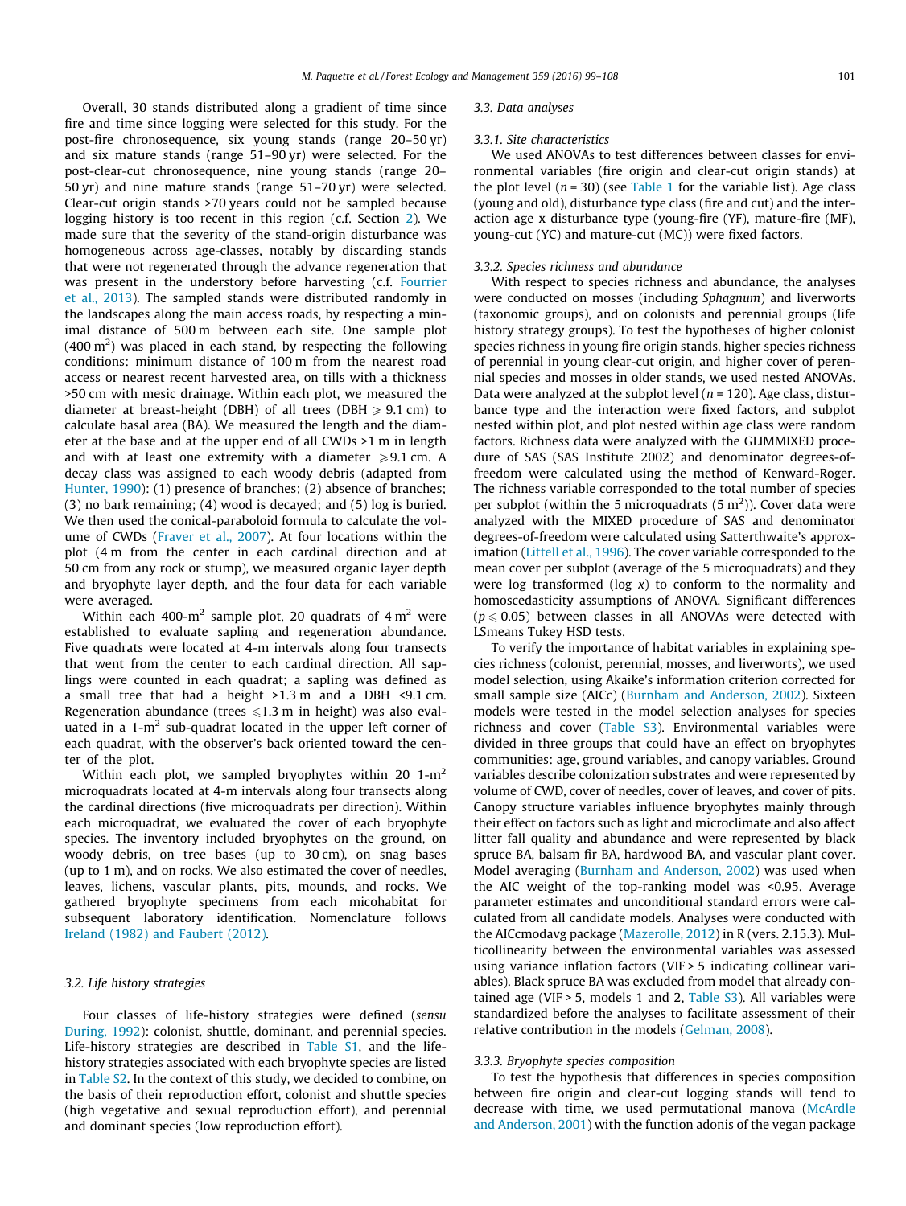Overall, 30 stands distributed along a gradient of time since fire and time since logging were selected for this study. For the post-fire chronosequence, six young stands (range 20–50 yr) and six mature stands (range 51–90 yr) were selected. For the post-clear-cut chronosequence, nine young stands (range 20–50 yr) and nine mature stands (range 51–70 yr) were selected. Clear-cut origin stands >70 years could not be sampled because logging history is too recent in this region (c.f. Section 2). We made sure that the severity of the stand-origin disturbance was homogeneous across age-classes, notably by discarding stands that were not regenerated through the advance regeneration that was present in the understory before harvesting (c.f. Fourrier et al., 2013). The sampled stands were distributed randomly in the landscapes along the main access roads, by respecting a minimal distance of 500 m between each site. One sample plot (400 $m^2$) was placed in each stand, by respecting the following conditions: minimum distance of 100 m from the nearest road access or nearest recent harvested area, on tills with a thickness >50 cm with mesic drainage. Within each plot, we measured the diameter at breast-height (DBH) of all trees (DBH $\geqslant$ 9.1 cm) to calculate basal area (BA). We measured the length and the diameter at the base and at the upper end of all CWDs >1 m in length and with at least one extremity with a diameter $\geqslant$9.1 cm. A decay class was assigned to each woody debris (adapted from Hunter, 1990): (1) presence of branches; (2) absence of branches; (3) no bark remaining; (4) wood is decayed; and (5) log is buried. We then used the conical-paraboloid formula to calculate the volume of CWDs (Fraver et al., 2007). At four locations within the plot (4 m from the center in each cardinal direction and at 50 cm from any rock or stump), we measured organic layer depth and bryophyte layer depth, and the four data for each variable were averaged.

Within each 400-$m^2$ sample plot, 20 quadrats of 4 $m^2$ were established to evaluate sapling and regeneration abundance. Five quadrats were located at 4-m intervals along four transects that went from the center to each cardinal direction. All saplings were counted in each quadrat; a sapling was defined as a small tree that had a height >1.3 m and a DBH <9.1 cm. Regeneration abundance (trees $\leqslant$1.3 m in height) was also evaluated in a 1-$m^2$ sub-quadrat located in the upper left corner of each quadrat, with the observer's back oriented toward the center of the plot.

Within each plot, we sampled bryophytes within 20 1-$m^2$ microquadrats located at 4-m intervals along four transects along the cardinal directions (five microquadrats per direction). Within each microquadrat, we evaluated the cover of each bryophyte species. The inventory included bryophytes on the ground, on woody debris, on tree bases (up to 30 cm), on snag bases (up to 1 m), and on rocks. We also estimated the cover of needles, leaves, lichens, vascular plants, pits, mounds, and rocks. We gathered bryophyte specimens from each micohabitat for subsequent laboratory identification. Nomenclature follows Ireland (1982) and Faubert (2012).

### 3.2. Life history strategies

Four classes of life-history strategies were defined (*sensu* During, 1992): colonist, shuttle, dominant, and perennial species. Life-history strategies are described in Table S1, and the life-history strategies associated with each bryophyte species are listed in Table S2. In the context of this study, we decided to combine, on the basis of their reproduction effort, colonist and shuttle species (high vegetative and sexual reproduction effort), and perennial and dominant species (low reproduction effort).

### 3.3. Data analyses

#### 3.3.1. Site characteristics

We used ANOVAs to test differences between classes for environmental variables (fire origin and clear-cut origin stands) at the plot level ($n$ = 30) (see Table 1 for the variable list). Age class (young and old), disturbance type class (fire and cut) and the interaction age x disturbance type (young-fire (YF), mature-fire (MF), young-cut (YC) and mature-cut (MC)) were fixed factors.

#### 3.3.2. Species richness and abundance

With respect to species richness and abundance, the analyses were conducted on mosses (including *Sphagnum*) and liverworts (taxonomic groups), and on colonists and perennial groups (life history strategy groups). To test the hypotheses of higher colonist species richness in young fire origin stands, higher species richness of perennial in young clear-cut origin, and higher cover of perennial species and mosses in older stands, we used nested ANOVAs. Data were analyzed at the subplot level ($n$ = 120). Age class, disturbance type and the interaction were fixed factors, and subplot nested within plot, and plot nested within age class were random factors. Richness data were analyzed with the GLIMMIXED procedure of SAS (SAS Institute 2002) and denominator degrees-of-freedom were calculated using the method of Kenward-Roger. The richness variable corresponded to the total number of species per subplot (within the 5 microquadrats (5 $m^2$)). Cover data were analyzed with the MIXED procedure of SAS and denominator degrees-of-freedom were calculated using Satterthwaite's approximation (Littell et al., 1996). The cover variable corresponded to the mean cover per subplot (average of the 5 microquadrats) and they were log transformed (log $x$) to conform to the normality and homoscedasticity assumptions of ANOVA. Significant differences ($p \leqslant 0.05$) between classes in all ANOVAs were detected with LSmeans Tukey HSD tests.

To verify the importance of habitat variables in explaining species richness (colonist, perennial, mosses, and liverworts), we used model selection, using Akaike's information criterion corrected for small sample size (AICc) (Burnham and Anderson, 2002). Sixteen models were tested in the model selection analyses for species richness and cover (Table S3). Environmental variables were divided in three groups that could have an effect on bryophytes communities: age, ground variables, and canopy variables. Ground variables describe colonization substrates and were represented by volume of CWD, cover of needles, cover of leaves, and cover of pits. Canopy structure variables influence bryophytes mainly through their effect on factors such as light and microclimate and also affect litter fall quality and abundance and were represented by black spruce BA, balsam fir BA, hardwood BA, and vascular plant cover. Model averaging (Burnham and Anderson, 2002) was used when the AIC weight of the top-ranking model was <0.95. Average parameter estimates and unconditional standard errors were calculated from all candidate models. Analyses were conducted with the AICcmodavg package (Mazerolle, 2012) in R (vers. 2.15.3). Multicollinearity between the environmental variables was assessed using variance inflation factors (VIF > 5 indicating collinear variables). Black spruce BA was excluded from model that already contained age (VIF > 5, models 1 and 2, Table S3). All variables were standardized before the analyses to facilitate assessment of their relative contribution in the models (Gelman, 2008).

#### 3.3.3. Bryophyte species composition

To test the hypothesis that differences in species composition between fire origin and clear-cut logging stands will tend to decrease with time, we used permutational manova (McArdle and Anderson, 2001) with the function adonis of the vegan package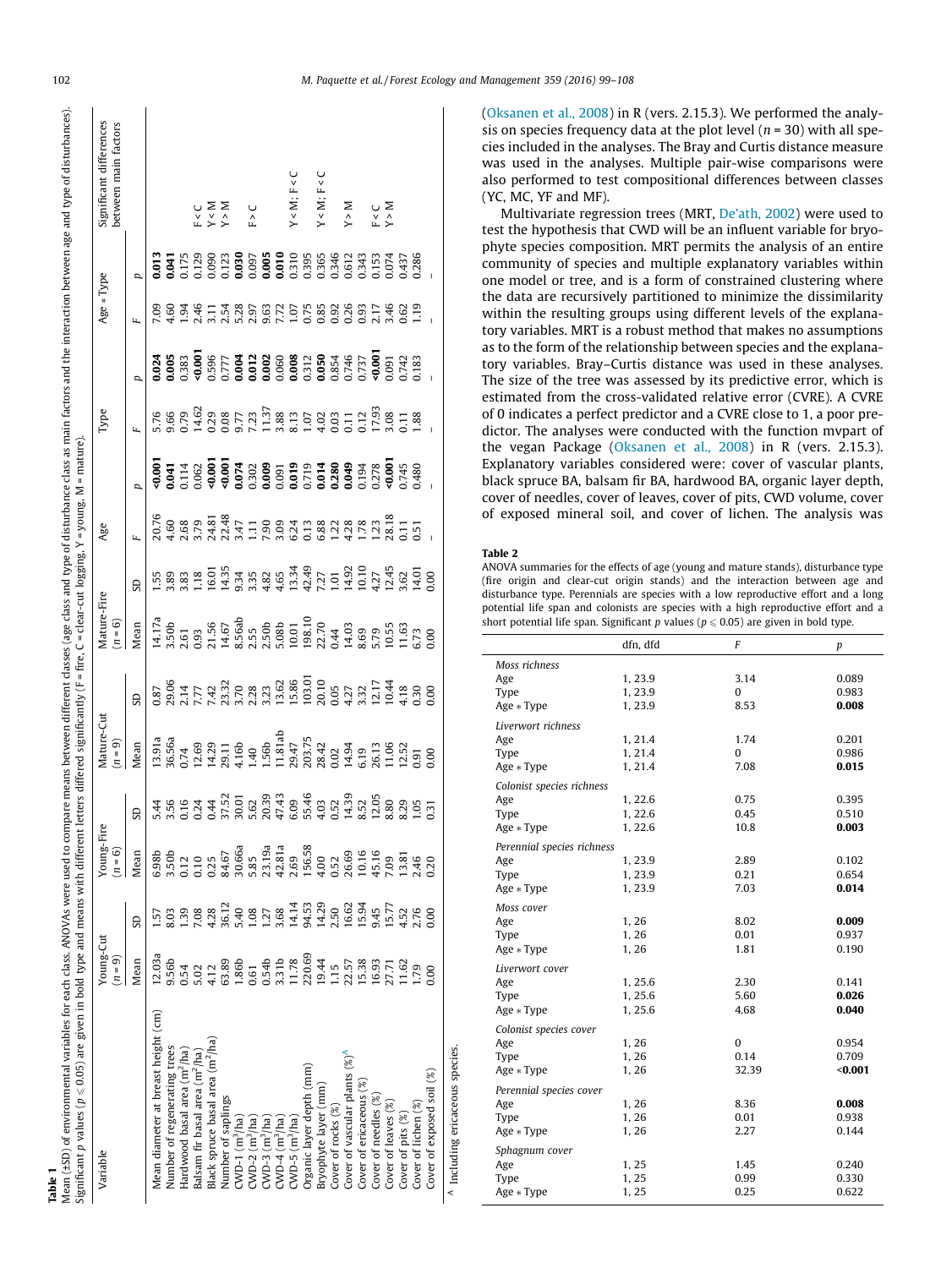**Table 1**

Mean (±SD) of environmental variables for each class. ANOVAs were used to compare means between different classes (age class and type of disturbance class as main factors and the interaction between age and type of disturbances). Significant p values ($p \leqslant 0.05$) are given in bold type and means with different letters differed significantly (F = fire, C = clear-cut logging, Y = young, M = mature).

| Variable | Young-Cut ($n$ = 9) | | Young-Fire ($n$ = 6) | | Mature-Cut ($n$ = 9) | | Mature-Fire ($n$ = 6) | | Age | | Type | | Age * Type | | Significant differences between main factors |
|---|---|---|---|---|---|---|---|---|---|---|---|---|---|---|---|
| | Mean | SD | Mean | SD | Mean | SD | Mean | SD | $F$ | $p$ | $F$ | $p$ | $F$ | $p$ | |
| Mean diameter at breast height (cm) | 12.03a | 1.57 | 6.98b | 5.44 | 13.91a | 0.87 | 14.17a | 1.55 | 20.76 | **<0.001** | 5.76 | **0.024** | 7.09 | **0.013** | |
| Number of regenerating trees | 9.56b | 8.03 | 3.50b | 3.56 | 36.56a | 29.06 | 3.50b | 3.89 | 4.60 | **0.041** | 9.66 | **0.005** | 4.60 | **0.041** | |
| Hardwood basal area ($m^2$/ha) | 0.54 | 1.39 | 0.12 | 0.16 | 0.74 | 2.14 | 2.61 | 3.83 | 2.68 | 0.114 | 0.79 | 0.383 | 1.94 | 0.175 | |
| Balsam fir basal area ($m^2$/ha) | 5.02 | 7.08 | 0.10 | 0.24 | 12.69 | 7.77 | 0.93 | 1.18 | 3.79 | 0.062 | 14.62 | **<0.001** | 2.46 | 0.129 | F < C |
| Black spruce basal area ($m^2$/ha) | 4.12 | 4.28 | 0.25 | 0.44 | 14.29 | 7.42 | 21.56 | 16.01 | 24.81 | **<0.001** | 0.29 | 0.596 | 3.11 | 0.090 | Y < M |
| Number of saplings | 63.89 | 36.12 | 84.67 | 37.52 | 29.11 | 23.32 | 14.67 | 14.35 | 22.48 | **<0.001** | 0.08 | 0.777 | 2.54 | 0.123 | Y > M |
| CWD-1 ($m^3$/ha) | 1.86b | 5.40 | 30.66a | 30.01 | 4.16b | 3.70 | 8.56ab | 9.34 | 3.47 | 0.074 | 9.77 | **0.004** | 5.28 | **0.030** | |
| CWD-2 ($m^3$/ha) | 0.61 | 1.08 | 5.85 | 5.62 | 1.40 | 2.28 | 2.55 | 3.35 | 1.11 | 0.302 | 7.23 | **0.012** | 2.97 | 0.097 | F > C |
| CWD-3 ($m^3$/ha) | 0.54b | 1.27 | 23.19a | 20.39 | 1.56b | 3.23 | 2.50b | 4.82 | 7.90 | **0.009** | 11.37 | **0.002** | 9.63 | **0.005** | |
| CWD-4 ($m^3$/ha) | 3.31b | 3.68 | 42.81a | 47.43 | 11.81ab | 13.62 | 5.08b | 4.65 | 3.09 | 0.091 | 3.88 | 0.060 | 7.72 | **0.010** | |
| CWD-5 ($m^3$/ha) | 11.78 | 14.14 | 2.69 | 6.09 | 29.47 | 15.86 | 10.01 | 13.34 | 6.24 | **0.019** | 8.13 | **0.008** | 1.07 | 0.310 | Y < M; F < C |
| Organic layer depth (mm) | 220.69 | 94.53 | 156.58 | 55.46 | 203.75 | 103.01 | 198.10 | 42.49 | 0.13 | 0.719 | 1.07 | 0.312 | 0.75 | 0.395 | |
| Bryophyte layer (mm) | 19.44 | 14.29 | 4.00 | 4.03 | 28.42 | 20.10 | 22.70 | 7.27 | 6.88 | **0.014** | 4.02 | **0.050** | 0.85 | 0.365 | Y < M; F < C |
| Cover of rocks (%) | 1.15 | 2.50 | 0.52 | 0.52 | 0.02 | 0.05 | 0.44 | 1.01 | 1.22 | **0.280** | 0.03 | 0.854 | 0.92 | 0.346 | |
| Cover of vascular plants (%)[A] | 22.57 | 16.62 | 26.69 | 14.39 | 14.94 | 4.27 | 14.03 | 14.92 | 4.28 | **0.049** | 0.11 | 0.746 | 0.26 | 0.612 | Y > M |
| Cover of ericaceous (%) | 15.38 | 15.94 | 10.16 | 8.52 | 6.19 | 3.32 | 8.69 | 10.10 | 1.78 | 0.194 | 0.12 | 0.737 | 0.93 | 0.343 | |
| Cover of needles (%) | 16.93 | 9.45 | 45.16 | 12.05 | 26.13 | 12.17 | 5.79 | 4.27 | 1.23 | 0.278 | 17.93 | **<0.001** | 2.17 | 0.153 | F < C |
| Cover of leaves (%) | 27.71 | 15.77 | 7.09 | 8.80 | 11.06 | 10.44 | 10.55 | 12.45 | 28.18 | **<0.001** | 3.08 | 0.091 | 3.46 | 0.074 | Y > M |
| Cover of pits (%) | 11.62 | 4.52 | 13.81 | 8.29 | 12.52 | 4.18 | 11.63 | 3.62 | 0.11 | 0.745 | 0.11 | 0.742 | 0.62 | 0.437 | |
| Cover of lichen (%) | 1.79 | 2.76 | 2.46 | 1.05 | 0.91 | 0.30 | 6.73 | 14.01 | 0.51 | 0.480 | 1.88 | 0.183 | 1.19 | 0.286 | |
| Cover of exposed soil (%) | 0.00 | 0.00 | 0.20 | 0.31 | 0.00 | 0.00 | 0.00 | 0.00 | – | – | – | – | – | – | |

[A] Including ericaceous species.

(Oksanen et al., 2008) in R (vers. 2.15.3). We performed the analysis on species frequency data at the plot level ($n$ = 30) with all species included in the analyses. The Bray and Curtis distance measure was used in the analyses. Multiple pair-wise comparisons were also performed to test compositional differences between classes (YC, MC, YF and MF).

Multivariate regression trees (MRT, De'ath, 2002) were used to test the hypothesis that CWD will be an influent variable for bryophyte species composition. MRT permits the analysis of an entire community of species and multiple explanatory variables within one model or tree, and is a form of constrained clustering where the data are recursively partitioned to minimize the dissimilarity within the resulting groups using different levels of the explanatory variables. MRT is a robust method that makes no assumptions as to the form of the relationship between species and the explanatory variables. Bray–Curtis distance was used in these analyses. The size of the tree was assessed by its predictive error, which is estimated from the cross-validated relative error (CVRE). A CVRE of 0 indicates a perfect predictor and a CVRE close to 1, a poor predictor. The analyses were conducted with the function mvpart of the vegan Package (Oksanen et al., 2008) in R (vers. 2.15.3). Explanatory variables considered were: cover of vascular plants, black spruce BA, balsam fir BA, hardwood BA, organic layer depth, cover of needles, cover of leaves, cover of pits, CWD volume, cover of exposed mineral soil, and cover of lichen. The analysis was

**Table 2**

ANOVA summaries for the effects of age (young and mature stands), disturbance type (fire origin and clear-cut origin stands) and the interaction between age and disturbance type. Perennials are species with a low reproductive effort and a long potential life span and colonists are species with a high reproductive effort and a short potential life span. Significant p values ($p \leqslant 0.05$) are given in bold type.

| | dfn, dfd | $F$ | $p$ |
|---|---|---|---|
| *Moss richness* | | | |
| Age | 1, 23.9 | 3.14 | 0.089 |
| Type | 1, 23.9 | 0 | 0.983 |
| Age * Type | 1, 23.9 | 8.53 | **0.008** |
| *Liverwort richness* | | | |
| Age | 1, 21.4 | 1.74 | 0.201 |
| Type | 1, 21.4 | 0 | 0.986 |
| Age * Type | 1, 21.4 | 7.08 | **0.015** |
| *Colonist species richness* | | | |
| Age | 1, 22.6 | 0.75 | 0.395 |
| Type | 1, 22.6 | 0.45 | 0.510 |
| Age * Type | 1, 22.6 | 10.8 | **0.003** |
| *Perennial species richness* | | | |
| Age | 1, 23.9 | 2.89 | 0.102 |
| Type | 1, 23.9 | 0.21 | 0.654 |
| Age * Type | 1, 23.9 | 7.03 | **0.014** |
| *Moss cover* | | | |
| Age | 1, 26 | 8.02 | **0.009** |
| Type | 1, 26 | 0.01 | 0.937 |
| Age * Type | 1, 26 | 1.81 | 0.190 |
| *Liverwort cover* | | | |
| Age | 1, 25.6 | 2.30 | 0.141 |
| Type | 1, 25.6 | 5.60 | **0.026** |
| Age * Type | 1, 25.6 | 4.68 | **0.040** |
| *Colonist species cover* | | | |
| Age | 1, 26 | 0 | 0.954 |
| Type | 1, 26 | 0.14 | 0.709 |
| Age * Type | 1, 26 | 32.39 | **<0.001** |
| *Perennial species cover* | | | |
| Age | 1, 26 | 8.36 | **0.008** |
| Type | 1, 26 | 0.01 | 0.938 |
| Age * Type | 1, 26 | 2.27 | 0.144 |
| *Sphagnum cover* | | | |
| Age | 1, 25 | 1.45 | 0.240 |
| Type | 1, 25 | 0.99 | 0.330 |
| Age * Type | 1, 25 | 0.25 | 0.622 |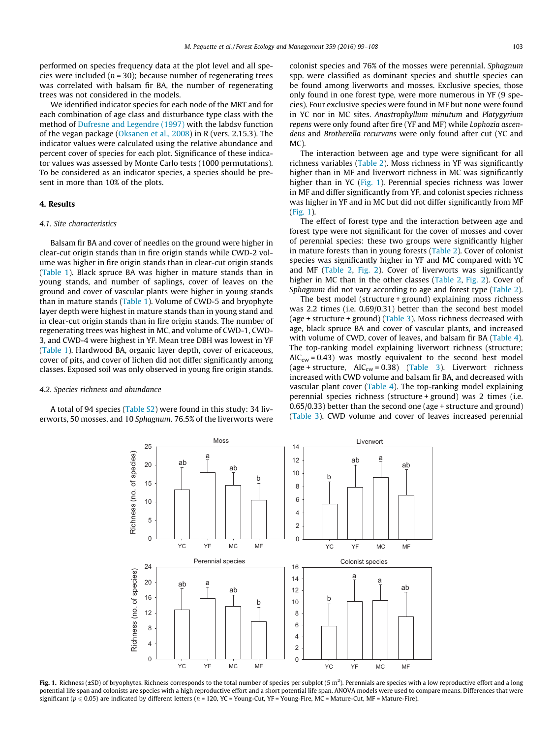performed on species frequency data at the plot level and all species were included ($n = 30$); because number of regenerating trees was correlated with balsam fir BA, the number of regenerating trees was not considered in the models.

We identified indicator species for each node of the MRT and for each combination of age class and disturbance type class with the method of Dufresne and Legendre (1997) with the labdsv function of the vegan package (Oksanen et al., 2008) in R (vers. 2.15.3). The indicator values were calculated using the relative abundance and percent cover of species for each plot. Significance of these indicator values was assessed by Monte Carlo tests (1000 permutations). To be considered as an indicator species, a species should be present in more than 10% of the plots.

## 4. Results

### 4.1. Site characteristics

Balsam fir BA and cover of needles on the ground were higher in clear-cut origin stands than in fire origin stands while CWD-2 volume was higher in fire origin stands than in clear-cut origin stands (Table 1). Black spruce BA was higher in mature stands than in young stands, and number of saplings, cover of leaves on the ground and cover of vascular plants were higher in young stands than in mature stands (Table 1). Volume of CWD-5 and bryophyte layer depth were highest in mature stands than in young stand and in clear-cut origin stands than in fire origin stands. The number of regenerating trees was highest in MC, and volume of CWD-1, CWD-3, and CWD-4 were highest in YF. Mean tree DBH was lowest in YF (Table 1). Hardwood BA, organic layer depth, cover of ericaceous, cover of pits, and cover of lichen did not differ significantly among classes. Exposed soil was only observed in young fire origin stands.

### 4.2. Species richness and abundance

A total of 94 species (Table S2) were found in this study: 34 liverworts, 50 mosses, and 10 *Sphagnum*. 76.5% of the liverworts were colonist species and 76% of the mosses were perennial. *Sphagnum* spp. were classified as dominant species and shuttle species can be found among liverworts and mosses. Exclusive species, those only found in one forest type, were more numerous in YF (9 species). Four exclusive species were found in MF but none were found in YC nor in MC sites. *Anastrophyllum minutum* and *Platygyrium repens* were only found after fire (YF and MF) while *Lophozia ascendens* and *Brotherella recurvans* were only found after cut (YC and MC).

The interaction between age and type were significant for all richness variables (Table 2). Moss richness in YF was significantly higher than in MF and liverwort richness in MC was significantly higher than in YC (Fig. 1). Perennial species richness was lower in MF and differ significantly from YF, and colonist species richness was higher in YF and in MC but did not differ significantly from MF (Fig. 1).

The effect of forest type and the interaction between age and forest type were not significant for the cover of mosses and cover of perennial species: these two groups were significantly higher in mature forests than in young forests (Table 2). Cover of colonist species was significantly higher in YF and MC compared with YC and MF (Table 2, Fig. 2). Cover of liverworts was significantly higher in MC than in the other classes (Table 2, Fig. 2). Cover of *Sphagnum* did not vary according to age and forest type (Table 2).

The best model (structure + ground) explaining moss richness was 2.2 times (i.e. 0.69/0.31) better than the second best model (age + structure + ground) (Table 3). Moss richness decreased with age, black spruce BA and cover of vascular plants, and increased with volume of CWD, cover of leaves, and balsam fir BA (Table 4). The top-ranking model explaining liverwort richness (structure; $AIC_{cw} = 0.43$) was mostly equivalent to the second best model (age + structure, $AIC_{cw} = 0.38$) (Table 3). Liverwort richness increased with CWD volume and balsam fir BA, and decreased with vascular plant cover (Table 4). The top-ranking model explaining perennial species richness (structure + ground) was 2 times (i.e. 0.65/0.33) better than the second one (age + structure and ground) (Table 3). CWD volume and cover of leaves increased perennial

**Fig. 1.** Richness (±SD) of bryophytes. Richness corresponds to the total number of species per subplot (5 m[2]). Perennials are species with a low reproductive effort and a long potential life span and colonists are species with a high reproductive effort and a short potential life span. ANOVA models were used to compare means. Differences that were significant ($p \leqslant 0.05$) are indicated by different letters ($n = 120$, YC = Young-Cut, YF = Young-Fire, MC = Mature-Cut, MF = Mature-Fire).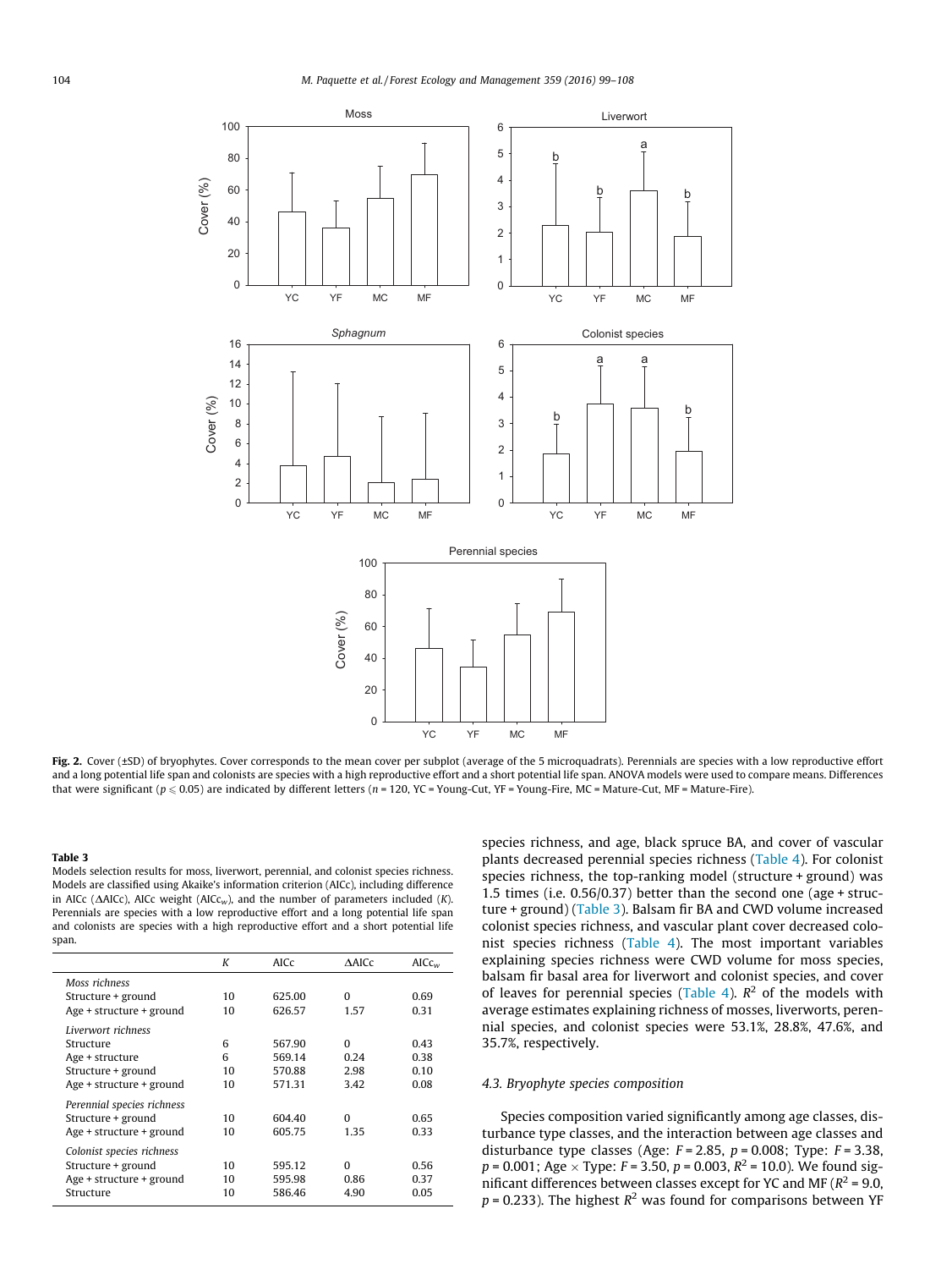**Fig. 2.** Cover (±SD) of bryophytes. Cover corresponds to the mean cover per subplot (average of the 5 microquadrats). Perennials are species with a low reproductive effort and a long potential life span and colonists are species with a high reproductive effort and a short potential life span. ANOVA models were used to compare means. Differences that were significant ($p \leqslant 0.05$) are indicated by different letters ($n$ = 120, YC = Young-Cut, YF = Young-Fire, MC = Mature-Cut, MF = Mature-Fire).

**Table 3**
Models selection results for moss, liverwort, perennial, and colonist species richness. Models are classified using Akaike's information criterion (AICc), including difference in AICc (ΔAICc), AICc weight ($AICc_w$), and the number of parameters included ($K$). Perennials are species with a low reproductive effort and a long potential life span and colonists are species with a high reproductive effort and a short potential life span.

| | $K$ | AICc | ΔAICc | $AICc_w$ |
|---|---|---|---|---|
| *Moss richness* | | | | |
| Structure + ground | 10 | 625.00 | 0 | 0.69 |
| Age + structure + ground | 10 | 626.57 | 1.57 | 0.31 |
| *Liverwort richness* | | | | |
| Structure | 6 | 567.90 | 0 | 0.43 |
| Age + structure | 6 | 569.14 | 0.24 | 0.38 |
| Structure + ground | 10 | 570.88 | 2.98 | 0.10 |
| Age + structure + ground | 10 | 571.31 | 3.42 | 0.08 |
| *Perennial species richness* | | | | |
| Structure + ground | 10 | 604.40 | 0 | 0.65 |
| Age + structure + ground | 10 | 605.75 | 1.35 | 0.33 |
| *Colonist species richness* | | | | |
| Structure + ground | 10 | 595.12 | 0 | 0.56 |
| Age + structure + ground | 10 | 595.98 | 0.86 | 0.37 |
| Structure | 10 | 586.46 | 4.90 | 0.05 |

species richness, and age, black spruce BA, and cover of vascular plants decreased perennial species richness (Table 4). For colonist species richness, the top-ranking model (structure + ground) was 1.5 times (i.e. 0.56/0.37) better than the second one (age + structure + ground) (Table 3). Balsam fir BA and CWD volume increased colonist species richness, and vascular plant cover decreased colonist species richness (Table 4). The most important variables explaining species richness were CWD volume for moss species, balsam fir basal area for liverwort and colonist species, and cover of leaves for perennial species (Table 4). $R^2$ of the models with average estimates explaining richness of mosses, liverworts, perennial species, and colonist species were 53.1%, 28.8%, 47.6%, and 35.7%, respectively.

### 4.3. Bryophyte species composition

Species composition varied significantly among age classes, disturbance type classes, and the interaction between age classes and disturbance type classes (Age: $F = 2.85$, $p = 0.008$; Type: $F = 3.38$, $p = 0.001$; Age × Type: $F = 3.50$, $p = 0.003$, $R^2 = 10.0$). We found significant differences between classes except for YC and MF ($R^2 = 9.0$, $p = 0.233$). The highest $R^2$ was found for comparisons between YF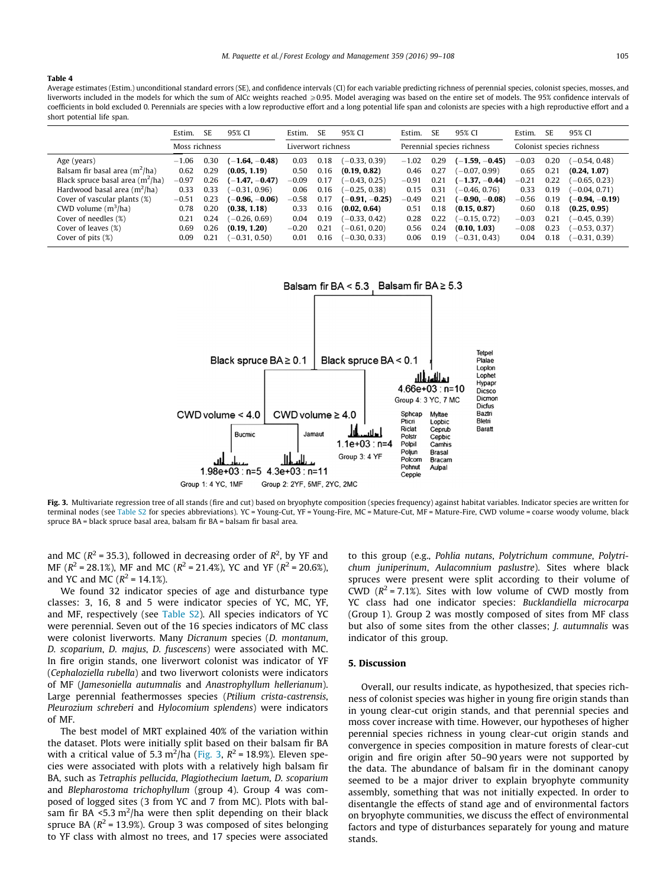**Table 4**

Average estimates (Estim.) unconditional standard errors (SE), and confidence intervals (CI) for each variable predicting richness of perennial species, colonist species, mosses, and liverworts included in the models for which the sum of AICc weights reached ≥0.95. Model averaging was based on the entire set of models. The 95% confidence intervals of coefficients in bold excluded 0. Perennials are species with a low reproductive effort and a long potential life span and colonists are species with a high reproductive effort and a short potential life span.

| | Estim. | SE | 95% CI | Estim. | SE | 95% CI | Estim. | SE | 95% CI | Estim. | SE | 95% CI |
|---|---|---|---|---|---|---|---|---|---|---|---|---|
| | Moss richness | | | Liverwort richness | | | Perennial species richness | | | Colonist species richness | | |
| Age (years) | −1.06 | 0.30 | **(−1.64, −0.48)** | 0.03 | 0.18 | (−0.33, 0.39) | −1.02 | 0.29 | **(−1.59, −0.45)** | −0.03 | 0.20 | (−0.54, 0.48) |
| Balsam fir basal area ($m^2$/ha) | 0.62 | 0.29 | **(0.05, 1.19)** | 0.50 | 0.16 | **(0.19, 0.82)** | 0.46 | 0.27 | (−0.07, 0.99) | 0.65 | 0.21 | **(0.24, 1.07)** |
| Black spruce basal area ($m^2$/ha) | −0.97 | 0.26 | **(−1.47, −0.47)** | −0.09 | 0.17 | (−0.43, 0.25) | −0.91 | 0.21 | **(−1.37, −0.44)** | −0.21 | 0.22 | (−0.65, 0.23) |
| Hardwood basal area ($m^2$/ha) | 0.33 | 0.33 | (−0.31, 0.96) | 0.06 | 0.16 | (−0.25, 0.38) | 0.15 | 0.31 | (−0.46, 0.76) | 0.33 | 0.19 | (−0.04, 0.71) |
| Cover of vascular plants (%) | −0.51 | 0.23 | **(−0.96, −0.06)** | −0.58 | 0.17 | **(−0.91, −0.25)** | −0.49 | 0.21 | **(−0.90, −0.08)** | −0.56 | 0.19 | **(−0.94, −0.19)** |
| CWD volume ($m^3$/ha) | 0.78 | 0.20 | **(0.38, 1.18)** | 0.33 | 0.16 | **(0.02, 0.64)** | 0.51 | 0.18 | **(0.15, 0.87)** | 0.60 | 0.18 | **(0.25, 0.95)** |
| Cover of needles (%) | 0.21 | 0.24 | (−0.26, 0.69) | 0.04 | 0.19 | (−0.33, 0.42) | 0.28 | 0.22 | (−0.15, 0.72) | −0.03 | 0.21 | (−0.45, 0.39) |
| Cover of leaves (%) | 0.69 | 0.26 | **(0.19, 1.20)** | −0.20 | 0.21 | (−0.61, 0.20) | 0.56 | 0.24 | **(0.10, 1.03)** | −0.08 | 0.23 | (−0.53, 0.37) |
| Cover of pits (%) | 0.09 | 0.21 | (−0.31, 0.50) | 0.01 | 0.16 | (−0.30, 0.33) | 0.06 | 0.19 | (−0.31, 0.43) | 0.04 | 0.18 | (−0.31, 0.39) |

**Fig. 3.** Multivariate regression tree of all stands (fire and cut) based on bryophyte composition (species frequency) against habitat variables. Indicator species are written for terminal nodes (see Table S2 for species abbreviations). YC = Young-Cut, YF = Young-Fire, MC = Mature-Cut, MF = Mature-Fire, CWD volume = coarse woody volume, black spruce BA = black spruce basal area, balsam fir BA = balsam fir basal area.

and MC ($R^2$ = 35.3), followed in decreasing order of $R^2$, by YF and MF ($R^2$ = 28.1%), MF and MC ($R^2$ = 21.4%), YC and YF ($R^2$ = 20.6%), and YC and MC ($R^2$ = 14.1%).

We found 32 indicator species of age and disturbance type classes: 3, 16, 8 and 5 were indicator species of YC, MC, YF, and MF, respectively (see Table S2). All species indicators of YC were perennial. Seven out of the 16 species indicators of MC class were colonist liverworts. Many *Dicranum* species (*D. montanum*, *D. scoparium*, *D. majus*, *D. fuscescens*) were associated with MC. In fire origin stands, one liverwort colonist was indicator of YF (*Cephaloziella rubella*) and two liverwort colonists were indicators of MF (*Jamesoniella autumnalis* and *Anastrophyllum hellerianum*). Large perennial feathermosses species (*Ptilium crista-castrensis*, *Pleurozium schreberi* and *Hylocomium splendens*) were indicators of MF.

The best model of MRT explained 40% of the variation within the dataset. Plots were initially split based on their balsam fir BA with a critical value of 5.3 $m^2$/ha (Fig. 3, $R^2$ = 18.9%). Eleven species were associated with plots with a relatively high balsam fir BA, such as *Tetraphis pellucida*, *Plagiothecium laetum*, *D. scoparium* and *Blepharostoma trichophyllum* (group 4). Group 4 was composed of logged sites (3 from YC and 7 from MC). Plots with balsam fir BA <5.3 $m^2$/ha were then split depending on their black spruce BA ($R^2$ = 13.9%). Group 3 was composed of sites belonging to YF class with almost no trees, and 17 species were associated to this group (e.g., *Pohlia nutans*, *Polytrichum commune*, *Polytrichum juniperinum*, *Aulacomnium paslustre*). Sites where black spruces were present were split according to their volume of CWD ($R^2$ = 7.1%). Sites with low volume of CWD mostly from YC class had one indicator species: *Bucklandiella microcarpa* (Group 1). Group 2 was mostly composed of sites from MF class but also of some sites from the other classes; *J. autumnalis* was indicator of this group.

## 5. Discussion

Overall, our results indicate, as hypothesized, that species richness of colonist species was higher in young fire origin stands than in young clear-cut origin stands, and that perennial species and moss cover increase with time. However, our hypotheses of higher perennial species richness in young clear-cut origin stands and convergence in species composition in mature forests of clear-cut origin and fire origin after 50–90 years were not supported by the data. The abundance of balsam fir in the dominant canopy seemed to be a major driver to explain bryophyte community assembly, something that was not initially expected. In order to disentangle the effects of stand age and of environmental factors on bryophyte communities, we discuss the effect of environmental factors and type of disturbances separately for young and mature stands.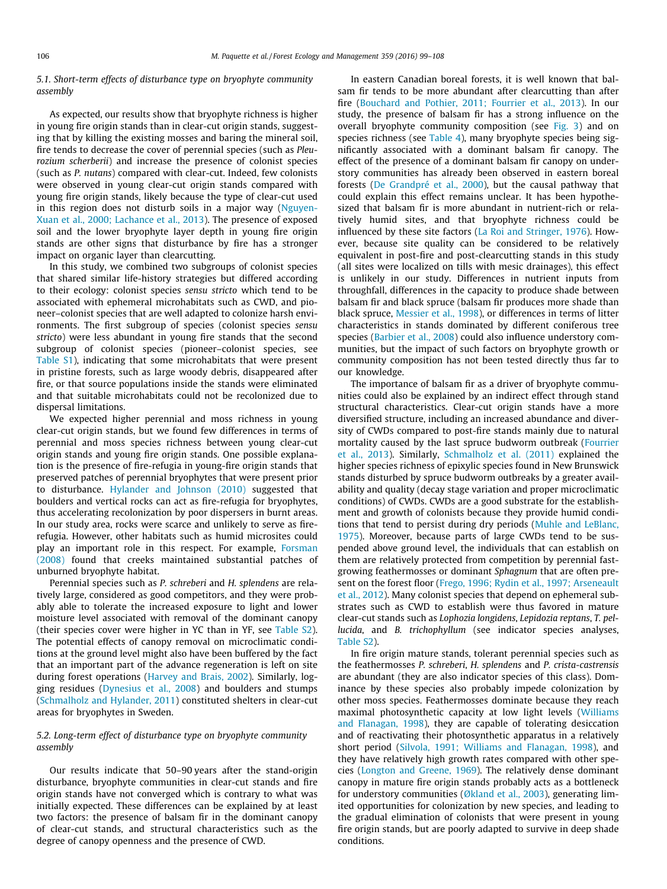### 5.1. Short-term effects of disturbance type on bryophyte community assembly

As expected, our results show that bryophyte richness is higher in young fire origin stands than in clear-cut origin stands, suggesting that by killing the existing mosses and baring the mineral soil, fire tends to decrease the cover of perennial species (such as *Pleurozium scherberii*) and increase the presence of colonist species (such as *P. nutans*) compared with clear-cut. Indeed, few colonists were observed in young clear-cut origin stands compared with young fire origin stands, likely because the type of clear-cut used in this region does not disturb soils in a major way (Nguyen-Xuan et al., 2000; Lachance et al., 2013). The presence of exposed soil and the lower bryophyte layer depth in young fire origin stands are other signs that disturbance by fire has a stronger impact on organic layer than clearcutting.

In this study, we combined two subgroups of colonist species that shared similar life-history strategies but differed according to their ecology: colonist species *sensu stricto* which tend to be associated with ephemeral microhabitats such as CWD, and pioneer–colonist species that are well adapted to colonize harsh environments. The first subgroup of species (colonist species *sensu stricto*) were less abundant in young fire stands that the second subgroup of colonist species (pioneer–colonist species, see Table S1), indicating that some microhabitats that were present in pristine forests, such as large woody debris, disappeared after fire, or that source populations inside the stands were eliminated and that suitable microhabitats could not be recolonized due to dispersal limitations.

We expected higher perennial and moss richness in young clear-cut origin stands, but we found few differences in terms of perennial and moss species richness between young clear-cut origin stands and young fire origin stands. One possible explanation is the presence of fire-refugia in young-fire origin stands that preserved patches of perennial bryophytes that were present prior to disturbance. Hylander and Johnson (2010) suggested that boulders and vertical rocks can act as fire-refugia for bryophytes, thus accelerating recolonization by poor dispersers in burnt areas. In our study area, rocks were scarce and unlikely to serve as fire-refugia. However, other habitats such as humid microsites could play an important role in this respect. For example, Forsman (2008) found that creeks maintained substantial patches of unburned bryophyte habitat.

Perennial species such as *P. schreberi* and *H. splendens* are relatively large, considered as good competitors, and they were probably able to tolerate the increased exposure to light and lower moisture level associated with removal of the dominant canopy (their species cover were higher in YC than in YF, see Table S2). The potential effects of canopy removal on microclimatic conditions at the ground level might also have been buffered by the fact that an important part of the advance regeneration is left on site during forest operations (Harvey and Brais, 2002). Similarly, logging residues (Dynesius et al., 2008) and boulders and stumps (Schmalholz and Hylander, 2011) constituted shelters in clear-cut areas for bryophytes in Sweden.

### 5.2. Long-term effect of disturbance type on bryophyte community assembly

Our results indicate that 50–90 years after the stand-origin disturbance, bryophyte communities in clear-cut stands and fire origin stands have not converged which is contrary to what was initially expected. These differences can be explained by at least two factors: the presence of balsam fir in the dominant canopy of clear-cut stands, and structural characteristics such as the degree of canopy openness and the presence of CWD.

In eastern Canadian boreal forests, it is well known that balsam fir tends to be more abundant after clearcutting than after fire (Bouchard and Pothier, 2011; Fourrier et al., 2013). In our study, the presence of balsam fir has a strong influence on the overall bryophyte community composition (see Fig. 3) and on species richness (see Table 4), many bryophyte species being significantly associated with a dominant balsam fir canopy. The effect of the presence of a dominant balsam fir canopy on understory communities has already been observed in eastern boreal forests (De Grandpré et al., 2000), but the causal pathway that could explain this effect remains unclear. It has been hypothesized that balsam fir is more abundant in nutrient-rich or relatively humid sites, and that bryophyte richness could be influenced by these site factors (La Roi and Stringer, 1976). However, because site quality can be considered to be relatively equivalent in post-fire and post-clearcutting stands in this study (all sites were localized on tills with mesic drainages), this effect is unlikely in our study. Differences in nutrient inputs from throughfall, differences in the capacity to produce shade between balsam fir and black spruce (balsam fir produces more shade than black spruce, Messier et al., 1998), or differences in terms of litter characteristics in stands dominated by different coniferous tree species (Barbier et al., 2008) could also influence understory communities, but the impact of such factors on bryophyte growth or community composition has not been tested directly thus far to our knowledge.

The importance of balsam fir as a driver of bryophyte communities could also be explained by an indirect effect through stand structural characteristics. Clear-cut origin stands have a more diversified structure, including an increased abundance and diversity of CWDs compared to post-fire stands mainly due to natural mortality caused by the last spruce budworm outbreak (Fourrier et al., 2013). Similarly, Schmalholz et al. (2011) explained the higher species richness of epixylic species found in New Brunswick stands disturbed by spruce budworm outbreaks by a greater availability and quality (decay stage variation and proper microclimatic conditions) of CWDs. CWDs are a good substrate for the establishment and growth of colonists because they provide humid conditions that tend to persist during dry periods (Muhle and LeBlanc, 1975). Moreover, because parts of large CWDs tend to be suspended above ground level, the individuals that can establish on them are relatively protected from competition by perennial fast-growing feathermosses or dominant *Sphagnum* that are often present on the forest floor (Frego, 1996; Rydin et al., 1997; Arseneault et al., 2012). Many colonist species that depend on ephemeral substrates such as CWD to establish were thus favored in mature clear-cut stands such as *Lophozia longidens*, *Lepidozia reptans*, *T. pellucida*, and *B. trichophyllum* (see indicator species analyses, Table S2).

In fire origin mature stands, tolerant perennial species such as the feathermosses *P. schreberi*, *H. splendens* and *P. crista-castrensis* are abundant (they are also indicator species of this class). Dominance by these species also probably impede colonization by other moss species. Feathermosses dominate because they reach maximal photosynthetic capacity at low light levels (Williams and Flanagan, 1998), they are capable of tolerating desiccation and of reactivating their photosynthetic apparatus in a relatively short period (Silvola, 1991; Williams and Flanagan, 1998), and they have relatively high growth rates compared with other species (Longton and Greene, 1969). The relatively dense dominant canopy in mature fire origin stands probably acts as a bottleneck for understory communities (Økland et al., 2003), generating limited opportunities for colonization by new species, and leading to the gradual elimination of colonists that were present in young fire origin stands, but are poorly adapted to survive in deep shade conditions.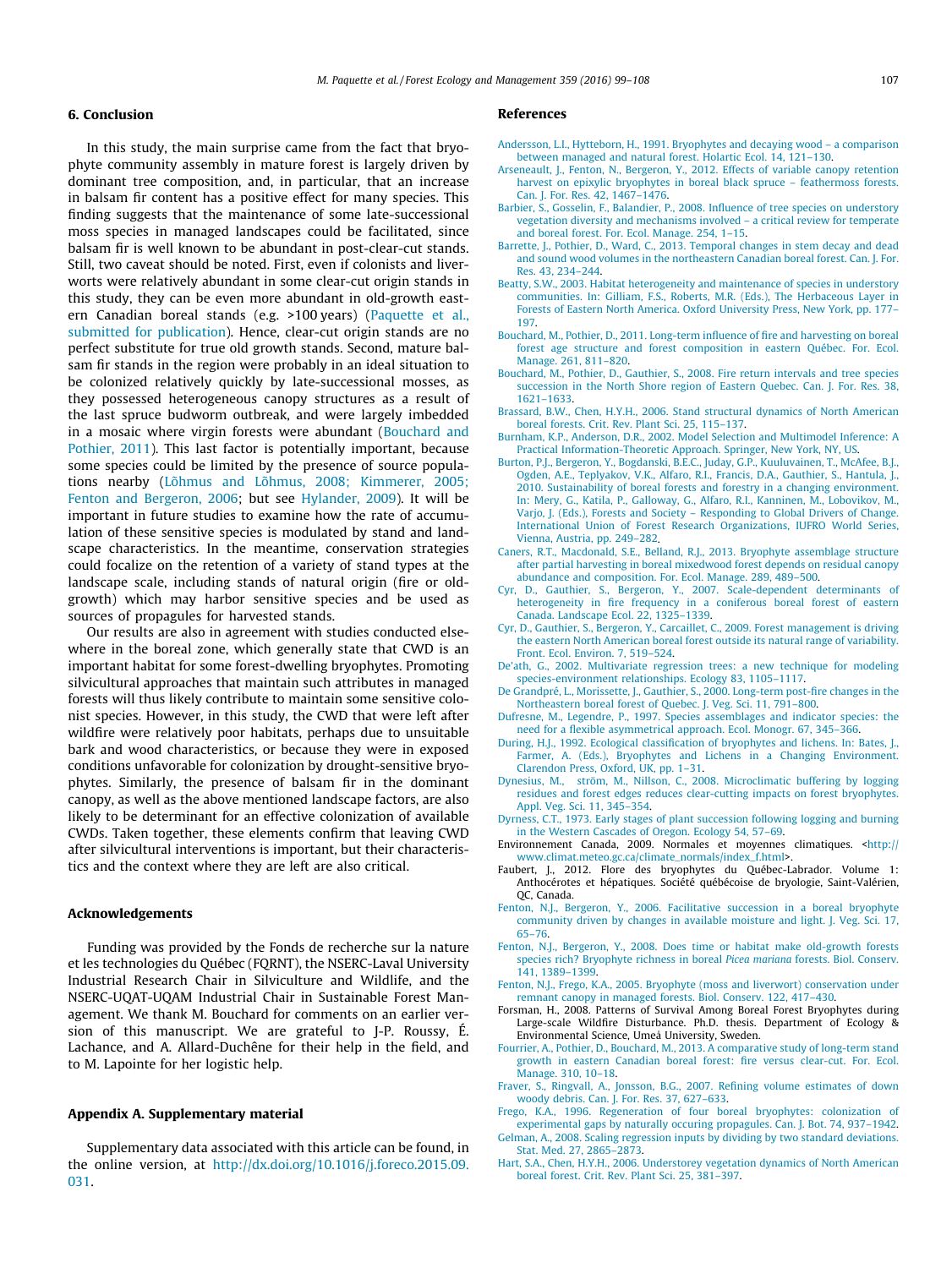## 6. Conclusion

In this study, the main surprise came from the fact that bryophyte community assembly in mature forest is largely driven by dominant tree composition, and, in particular, that an increase in balsam fir content has a positive effect for many species. This finding suggests that the maintenance of some late-successional moss species in managed landscapes could be facilitated, since balsam fir is well known to be abundant in post-clear-cut stands. Still, two caveat should be noted. First, even if colonists and liverworts were relatively abundant in some clear-cut origin stands in this study, they can be even more abundant in old-growth eastern Canadian boreal stands (e.g. >100 years) (Paquette et al., submitted for publication). Hence, clear-cut origin stands are no perfect substitute for true old growth stands. Second, mature balsam fir stands in the region were probably in an ideal situation to be colonized relatively quickly by late-successional mosses, as they possessed heterogeneous canopy structures as a result of the last spruce budworm outbreak, and were largely imbedded in a mosaic where virgin forests were abundant (Bouchard and Pothier, 2011). This last factor is potentially important, because some species could be limited by the presence of source populations nearby (Lõhmus and Lõhmus, 2008; Kimmerer, 2005; Fenton and Bergeron, 2006; but see Hylander, 2009). It will be important in future studies to examine how the rate of accumulation of these sensitive species is modulated by stand and landscape characteristics. In the meantime, conservation strategies could focalize on the retention of a variety of stand types at the landscape scale, including stands of natural origin (fire or old-growth) which may harbor sensitive species and be used as sources of propagules for harvested stands.

Our results are also in agreement with studies conducted elsewhere in the boreal zone, which generally state that CWD is an important habitat for some forest-dwelling bryophytes. Promoting silvicultural approaches that maintain such attributes in managed forests will thus likely contribute to maintain some sensitive colonist species. However, in this study, the CWD that were left after wildfire were relatively poor habitats, perhaps due to unsuitable bark and wood characteristics, or because they were in exposed conditions unfavorable for colonization by drought-sensitive bryophytes. Similarly, the presence of balsam fir in the dominant canopy, as well as the above mentioned landscape factors, are also likely to be determinant for an effective colonization of available CWDs. Taken together, these elements confirm that leaving CWD after silvicultural interventions is important, but their characteristics and the context where they are left are also critical.

## Acknowledgements

Funding was provided by the Fonds de recherche sur la nature et les technologies du Québec (FQRNT), the NSERC-Laval University Industrial Research Chair in Silviculture and Wildlife, and the NSERC-UQAT-UQAM Industrial Chair in Sustainable Forest Management. We thank M. Bouchard for comments on an earlier version of this manuscript. We are grateful to J-P. Roussy, É. Lachance, and A. Allard-Duchêne for their help in the field, and to M. Lapointe for her logistic help.

## Appendix A. Supplementary material

Supplementary data associated with this article can be found, in the online version, at http://dx.doi.org/10.1016/j.foreco.2015.09.031.

## References

Andersson, L.I., Hytteborn, H., 1991. Bryophytes and decaying wood – a comparison between managed and natural forest. Holarctic Ecol. 14, 121–130.

Arseneault, J., Fenton, N., Bergeron, Y., 2012. Effects of variable canopy retention harvest on epixylic bryophytes in boreal black spruce – feathermoss forests. Can. J. For. Res. 42, 1467–1476.

Barbier, S., Gosselin, F., Balandier, P., 2008. Influence of tree species on understory vegetation diversity and mechanisms involved – a critical review for temperate and boreal forest. For. Ecol. Manage. 254, 1–15.

Barrette, J., Pothier, D., Ward, C., 2013. Temporal changes in stem decay and dead and sound wood volumes in the northeastern Canadian boreal forest. Can. J. For. Res. 43, 234–244.

Beatty, S.W., 2003. Habitat heterogeneity and maintenance of species in understory communities. In: Gilliam, F.S., Roberts, M.R. (Eds.), The Herbaceous Layer in Forests of Eastern North America. Oxford University Press, New York, pp. 177–197.

Bouchard, M., Pothier, D., 2011. Long-term influence of fire and harvesting on boreal forest age structure and forest composition in eastern Québec. For. Ecol. Manage. 261, 811–820.

Bouchard, M., Pothier, D., Gauthier, S., 2008. Fire return intervals and tree species succession in the North Shore region of Eastern Quebec. Can. J. For. Res. 38, 1621–1633.

Brassard, B.W., Chen, H.Y.H., 2006. Stand structural dynamics of North American boreal forests. Crit. Rev. Plant Sci. 25, 115–137.

Burnham, K.P., Anderson, D.R., 2002. Model Selection and Multimodel Inference: A Practical Information-Theoretic Approach. Springer, New York, NY, US.

Burton, P.J., Bergeron, Y., Bogdanski, B.E.C., Juday, G.P., Kuuluvainen, T., McAfee, B.J., Ogden, A.E., Teplyakov, V.K., Alfaro, R.I., Francis, D.A., Gauthier, S., Hantula, J., 2010. Sustainability of boreal forests and forestry in a changing environment. In: Mery, G., Katila, P., Galloway, G., Alfaro, R.I., Kanninen, M., Lobovikov, M., Varjo, J. (Eds.), Forests and Society – Responding to Global Drivers of Change. International Union of Forest Research Organizations, IUFRO World Series, Vienna, Austria, pp. 249–282.

Caners, R.T., Macdonald, S.E., Belland, R.J., 2013. Bryophyte assemblage structure after partial harvesting in boreal mixedwood forest depends on residual canopy abundance and composition. For. Ecol. Manage. 289, 489–500.

Cyr, D., Gauthier, S., Bergeron, Y., 2007. Scale-dependent determinants of heterogeneity in fire frequency in a coniferous boreal forest of eastern Canada. Landscape Ecol. 22, 1325–1339.

Cyr, D., Gauthier, S., Bergeron, Y., Carcaillet, C., 2009. Forest management is driving the eastern North American boreal forest outside its natural range of variability. Front. Ecol. Environ. 7, 519–524.

De'ath, G., 2002. Multivariate regression trees: a new technique for modeling species-environment relationships. Ecology 83, 1105–1117.

De Grandpré, L., Morissette, J., Gauthier, S., 2000. Long-term post-fire changes in the Northeastern boreal forest of Quebec. J. Veg. Sci. 11, 791–800.

Dufrene, M., Legendre, P., 1997. Species assemblages and indicator species: the need for a flexible asymmetrical approach. Ecol. Monogr. 67, 345–366.

During, H.J., 1992. Ecological classification of bryophytes and lichens. In: Bates, J., Farmer, A. (Eds.), Bryophytes and Lichens in a Changing Environment. Clarendon Press, Oxford, UK, pp. 1–31.

Dynesius, M., ström, M., Nillson, C., 2008. Microclimatic buffering by logging residues and forest edges reduces clear-cutting impacts on forest bryophytes. Appl. Veg. Sci. 11, 345–354.

Dyrness, C.T., 1973. Early stages of plant succession following logging and burning in the Western Cascades of Oregon. Ecology 54, 57–69.

Environnement Canada, 2009. Normales et moyennes climatiques. <http://www.climat.meteo.gc.ca/climate_normals/index_f.html>.

Faubert, J., 2012. Flore des bryophytes du Québec-Labrador. Volume 1: Anthocérotes et hépatiques. Société québécoise de bryologie, Saint-Valérien, QC, Canada.

Fenton, N.J., Bergeron, Y., 2006. Facilitative succession in a boreal bryophyte community driven by changes in available moisture and light. J. Veg. Sci. 17, 65–76.

Fenton, N.J., Bergeron, Y., 2008. Does time or habitat make old-growth forests species rich? Bryophyte richness in boreal *Picea mariana* forests. Biol. Conserv. 141, 1389–1399.

Fenton, N.J., Frego, K.A., 2005. Bryophyte (moss and liverwort) conservation under remnant canopy in managed forests. Biol. Conserv. 122, 417–430.

Forsman, H., 2008. Patterns of Survival Among Boreal Forest Bryophytes during Large-scale Wildfire Disturbance. Ph.D. thesis. Department of Ecology & Environmental Science, Umeå University, Sweden.

Fourrier, A., Pothier, D., Bouchard, M., 2013. A comparative study of long-term stand growth in eastern Canadian boreal forest: fire versus clear-cut. For. Ecol. Manage. 310, 10–18.

Fraver, S., Ringvall, A., Jonsson, B.G., 2007. Refining volume estimates of down woody debris. Can. J. For. Res. 37, 627–633.

Frego, K.A., 1996. Regeneration of four boreal bryophytes: colonization of experimental gaps by naturally occuring propagules. Can. J. Bot. 74, 937–1942.

Gelman, A., 2008. Scaling regression inputs by dividing by two standard deviations. Stat. Med. 27, 2865–2873.

Hart, S.A., Chen, H.Y.H., 2006. Understorey vegetation dynamics of North American boreal forest. Crit. Rev. Plant Sci. 25, 381–397.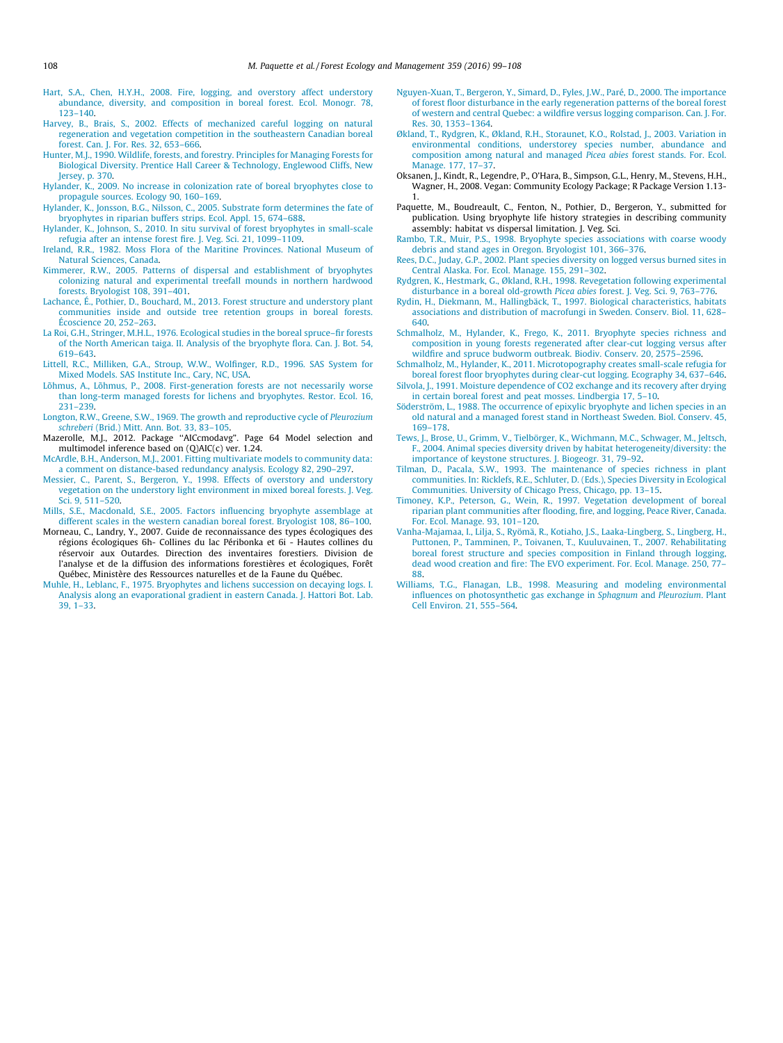Hart, S.A., Chen, H.Y.H., 2008. Fire, logging, and overstory affect understory abundance, diversity, and composition in boreal forest. Ecol. Monogr. 78, 123–140.

Harvey, B., Brais, S., 2002. Effects of mechanized careful logging on natural regeneration and vegetation competition in the southeastern Canadian boreal forest. Can. J. For. Res. 32, 653–666.

Hunter, M.J., 1990. Wildlife, forests, and forestry. Principles for Managing Forests for Biological Diversity. Prentice Hall Career & Technology, Englewood Cliffs, New Jersey, p. 370.

Hylander, K., 2009. No increase in colonization rate of boreal bryophytes close to propagule sources. Ecology 90, 160–169.

Hylander, K., Jonsson, B.G., Nilsson, C., 2005. Substrate form determines the fate of bryophytes in riparian buffers strips. Ecol. Appl. 15, 674–688.

Hylander, K., Johnson, S., 2010. In situ survival of forest bryophytes in small-scale refugia after an intense forest fire. J. Veg. Sci. 21, 1099–1109.

Ireland, R.R., 1982. Moss Flora of the Maritime Provinces. National Museum of Natural Sciences, Canada.

Kimmerer, R.W., 2005. Patterns of dispersal and establishment of bryophytes colonizing natural and experimental treefall mounds in northern hardwood forests. Bryologist 108, 391–401.

Lachance, É., Pothier, D., Bouchard, M., 2013. Forest structure and understory plant communities inside and outside tree retention groups in boreal forests. Écoscience 20, 252–263.

La Roi, G.H., Stringer, M.H.L., 1976. Ecological studies in the boreal spruce–fir forests of the North American taiga. II. Analysis of the bryophyte flora. Can. J. Bot. 54, 619–643.

Littell, R.C., Milliken, G.A., Stroup, W.W., Wolfinger, R.D., 1996. SAS System for Mixed Models. SAS Institute Inc., Cary, NC, USA.

Lõhmus, A., Lõhmus, P., 2008. First-generation forests are not necessarily worse than long-term managed forests for lichens and bryophytes. Restor. Ecol. 16, 231–239.

Longton, R.W., Greene, S.W., 1969. The growth and reproductive cycle of *Pleurozium schreberi* (Brid.) Mitt. Ann. Bot. 33, 83–105.

Mazerolle, M.J., 2012. Package "AICcmodavg". Page 64 Model selection and multimodel inference based on (Q)AIC(c) ver. 1.24.

McArdle, B.H., Anderson, M.J., 2001. Fitting multivariate models to community data: a comment on distance-based redundancy analysis. Ecology 82, 290–297.

Messier, C., Parent, S., Bergeron, Y., 1998. Effects of overstory and understory vegetation on the understory light environment in mixed boreal forests. J. Veg. Sci. 9, 511–520.

Mills, S.E., Macdonald, S.E., 2005. Factors influencing bryophyte assemblage at different scales in the western canadian boreal forest. Bryologist 108, 86–100.

Morneau, C., Landry, Y., 2007. Guide de reconnaissance des types écologiques des régions écologiques 6h- Collines du lac Péribonka et 6i - Hautes collines du réservoir aux Outardes. Direction des inventaires forestiers. Division de l'analyse et de la diffusion des informations forestières et écologiques, Forêt Québec, Ministère des Ressources naturelles et de la Faune du Québec.

Muhle, H., Leblanc, F., 1975. Bryophytes and lichens succession on decaying logs. I. Analysis along an evaporational gradient in eastern Canada. J. Hattori Bot. Lab. 39, 1–33.

Nguyen-Xuan, T., Bergeron, Y., Simard, D., Fyles, J.W., Paré, D., 2000. The importance of forest floor disturbance in the early regeneration patterns of the boreal forest of western and central Quebec: a wildfire versus logging comparison. Can. J. For. Res. 30, 1353–1364.

Økland, T., Rydgren, K., Økland, R.H., Storaunet, K.O., Rolstad, J., 2003. Variation in environmental conditions, understorey species number, abundance and composition among natural and managed *Picea abies* forest stands. For. Ecol. Manage. 177, 17–37.

Oksanen, J., Kindt, R., Legendre, P., O'Hara, B., Simpson, G.L., Henry, M., Stevens, H.H., Wagner, H., 2008. Vegan: Community Ecology Package; R Package Version 1.13-1.

Paquette, M., Boudreault, C., Fenton, N., Pothier, D., Bergeron, Y., submitted for publication. Using bryophyte life history strategies in describing community assembly: habitat vs dispersal limitation. J. Veg. Sci.

Rambo, T.R., Muir, P.S., 1998. Bryophyte species associations with coarse woody debris and stand ages in Oregon. Bryologist 101, 366–376.

Rees, D.C., Juday, G.P., 2002. Plant species diversity on logged versus burned sites in Central Alaska. For. Ecol. Manage. 155, 291–302.

Rydgren, K., Hestmark, G., Økland, R.H., 1998. Revegetation following experimental disturbance in a boreal old-growth *Picea abies* forest. J. Veg. Sci. 9, 763–776.

Rydin, H., Diekmann, M., Hallingbäck, T., 1997. Biological characteristics, habitats associations and distribution of macrofungi in Sweden. Conserv. Biol. 11, 628–640.

Schmalholz, M., Hylander, K., Frego, K., 2011. Bryophyte species richness and composition in young forests regenerated after clear-cut logging versus after wildfire and spruce budworm outbreak. Biodiv. Conserv. 20, 2575–2596.

Schmalholz, M., Hylander, K., 2011. Microtopography creates small-scale refugia for boreal forest floor bryophytes during clear-cut logging. Ecography 34, 637–646.

Silvola, J., 1991. Moisture dependence of CO2 exchange and its recovery after drying in certain boreal forest and peat mosses. Lindbergia 17, 5–10.

Söderström, L., 1988. The occurrence of epixylic bryophyte and lichen species in an old natural and a managed forest stand in Northeast Sweden. Biol. Conserv. 45, 169–178.

Tews, J., Brose, U., Grimm, V., Tielbörger, K., Wichmann, M.C., Schwager, M., Jeltsch, F., 2004. Animal species diversity driven by habitat heterogeneity/diversity: the importance of keystone structures. J. Biogeogr. 31, 79–92.

Tilman, D., Pacala, S.W., 1993. The maintenance of species richness in plant communities. In: Ricklefs, R.E., Schluter, D. (Eds.), Species Diversity in Ecological Communities. University of Chicago Press, Chicago, pp. 13–15.

Timoney, K.P., Peterson, G., Wein, R., 1997. Vegetation development of boreal riparian plant communities after flooding, fire, and logging, Peace River, Canada. For. Ecol. Manage. 93, 101–120.

Vanha-Majamaa, I., Lilja, S., Ryömä, R., Kotiaho, J.S., Laaka-Lingberg, S., Lingberg, H., Puttonen, P., Tamminen, P., Toivanen, T., Kuuluvainen, T., 2007. Rehabilitating boreal forest structure and species composition in Finland through logging, dead wood creation and fire: The EVO experiment. For. Ecol. Manage. 250, 77–88.

Williams, T.G., Flanagan, L.B., 1998. Measuring and modeling environmental influences on photosynthetic gas exchange in *Sphagnum* and *Pleurozium*. Plant Cell Environ. 21, 555–564.